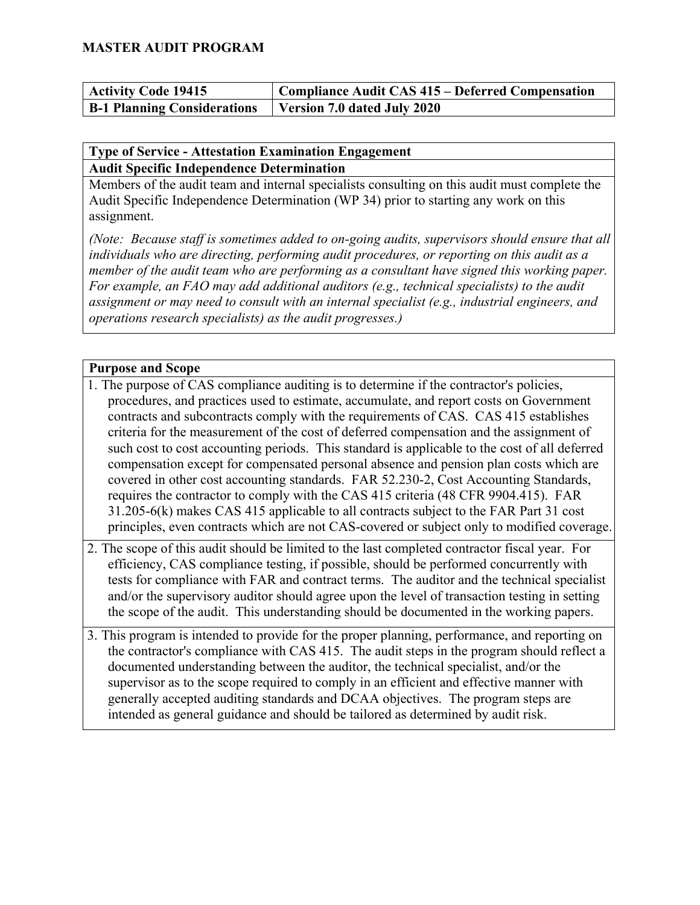# MASTER AUDIT PROGRAM

| Activity Code 19415 | Compliance Audit CAS 415 – Deferred Compensation |
| --- | --- |
| B-1 Planning Considerations | Version 7.0 dated July 2020 |

**Type of Service - Attestation Examination Engagement**

**Audit Specific Independence Determination**

Members of the audit team and internal specialists consulting on this audit must complete the Audit Specific Independence Determination (WP 34) prior to starting any work on this assignment.

*(Note: Because staff is sometimes added to on-going audits, supervisors should ensure that all individuals who are directing, performing audit procedures, or reporting on this audit as a member of the audit team who are performing as a consultant have signed this working paper. For example, an FAO may add additional auditors (e.g., technical specialists) to the audit assignment or may need to consult with an internal specialist (e.g., industrial engineers, and operations research specialists) as the audit progresses.)*

**Purpose and Scope**

1. The purpose of CAS compliance auditing is to determine if the contractor's policies, procedures, and practices used to estimate, accumulate, and report costs on Government contracts and subcontracts comply with the requirements of CAS. CAS 415 establishes criteria for the measurement of the cost of deferred compensation and the assignment of such cost to cost accounting periods. This standard is applicable to the cost of all deferred compensation except for compensated personal absence and pension plan costs which are covered in other cost accounting standards. FAR 52.230-2, Cost Accounting Standards, requires the contractor to comply with the CAS 415 criteria (48 CFR 9904.415). FAR 31.205-6(k) makes CAS 415 applicable to all contracts subject to the FAR Part 31 cost principles, even contracts which are not CAS-covered or subject only to modified coverage.

2. The scope of this audit should be limited to the last completed contractor fiscal year. For efficiency, CAS compliance testing, if possible, should be performed concurrently with tests for compliance with FAR and contract terms. The auditor and the technical specialist and/or the supervisory auditor should agree upon the level of transaction testing in setting the scope of the audit. This understanding should be documented in the working papers.

3. This program is intended to provide for the proper planning, performance, and reporting on the contractor's compliance with CAS 415. The audit steps in the program should reflect a documented understanding between the auditor, the technical specialist, and/or the supervisor as to the scope required to comply in an efficient and effective manner with generally accepted auditing standards and DCAA objectives. The program steps are intended as general guidance and should be tailored as determined by audit risk.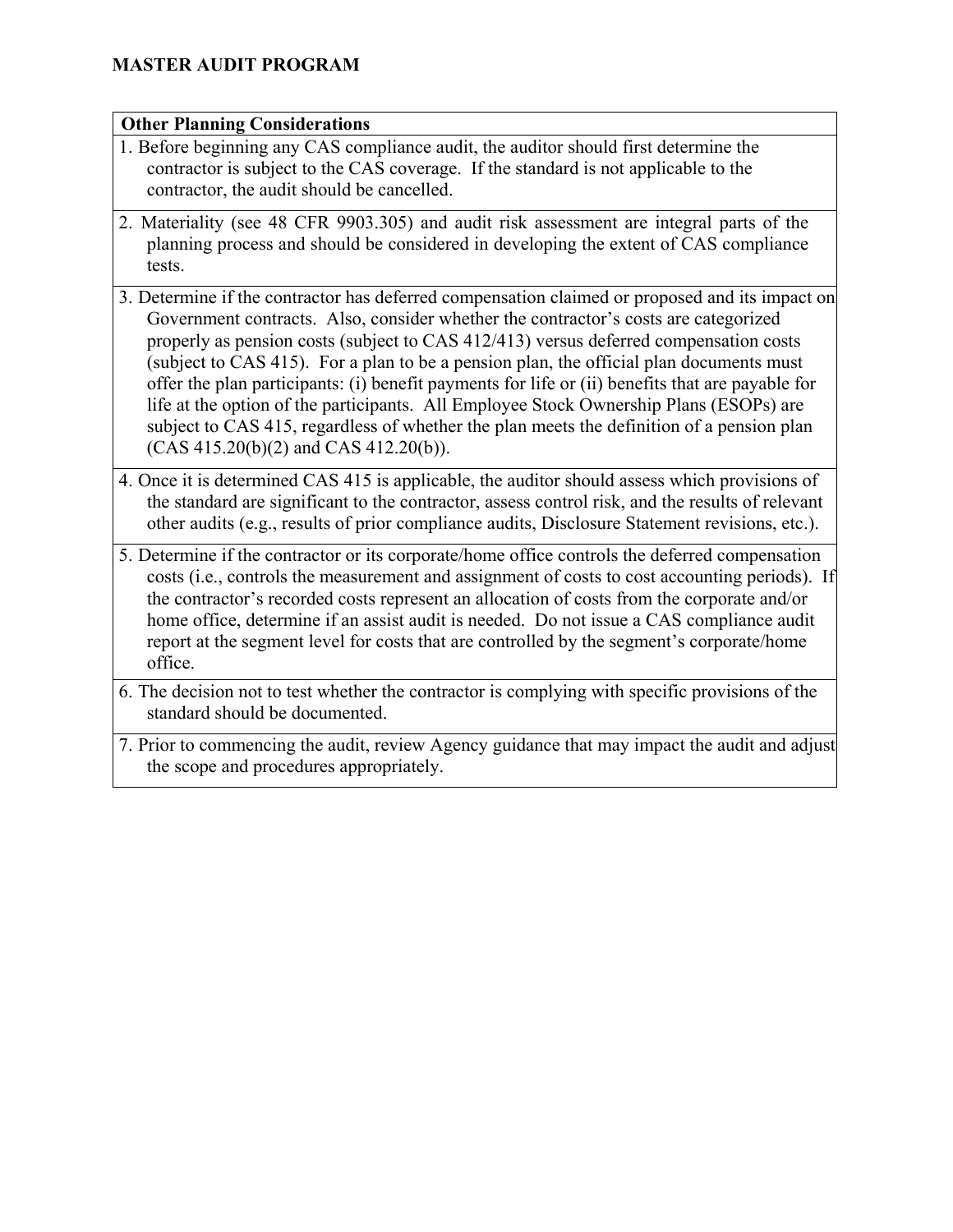**MASTER AUDIT PROGRAM**

| Other Planning Considerations |
|---|
| 1. Before beginning any CAS compliance audit, the auditor should first determine the contractor is subject to the CAS coverage. If the standard is not applicable to the contractor, the audit should be cancelled. |
| 2. Materiality (see 48 CFR 9903.305) and audit risk assessment are integral parts of the planning process and should be considered in developing the extent of CAS compliance tests. |
| 3. Determine if the contractor has deferred compensation claimed or proposed and its impact on Government contracts. Also, consider whether the contractor's costs are categorized properly as pension costs (subject to CAS 412/413) versus deferred compensation costs (subject to CAS 415). For a plan to be a pension plan, the official plan documents must offer the plan participants: (i) benefit payments for life or (ii) benefits that are payable for life at the option of the participants. All Employee Stock Ownership Plans (ESOPs) are subject to CAS 415, regardless of whether the plan meets the definition of a pension plan (CAS 415.20(b)(2) and CAS 412.20(b)). |
| 4. Once it is determined CAS 415 is applicable, the auditor should assess which provisions of the standard are significant to the contractor, assess control risk, and the results of relevant other audits (e.g., results of prior compliance audits, Disclosure Statement revisions, etc.). |
| 5. Determine if the contractor or its corporate/home office controls the deferred compensation costs (i.e., controls the measurement and assignment of costs to cost accounting periods). If the contractor's recorded costs represent an allocation of costs from the corporate and/or home office, determine if an assist audit is needed. Do not issue a CAS compliance audit report at the segment level for costs that are controlled by the segment's corporate/home office. |
| 6. The decision not to test whether the contractor is complying with specific provisions of the standard should be documented. |
| 7. Prior to commencing the audit, review Agency guidance that may impact the audit and adjust the scope and procedures appropriately. |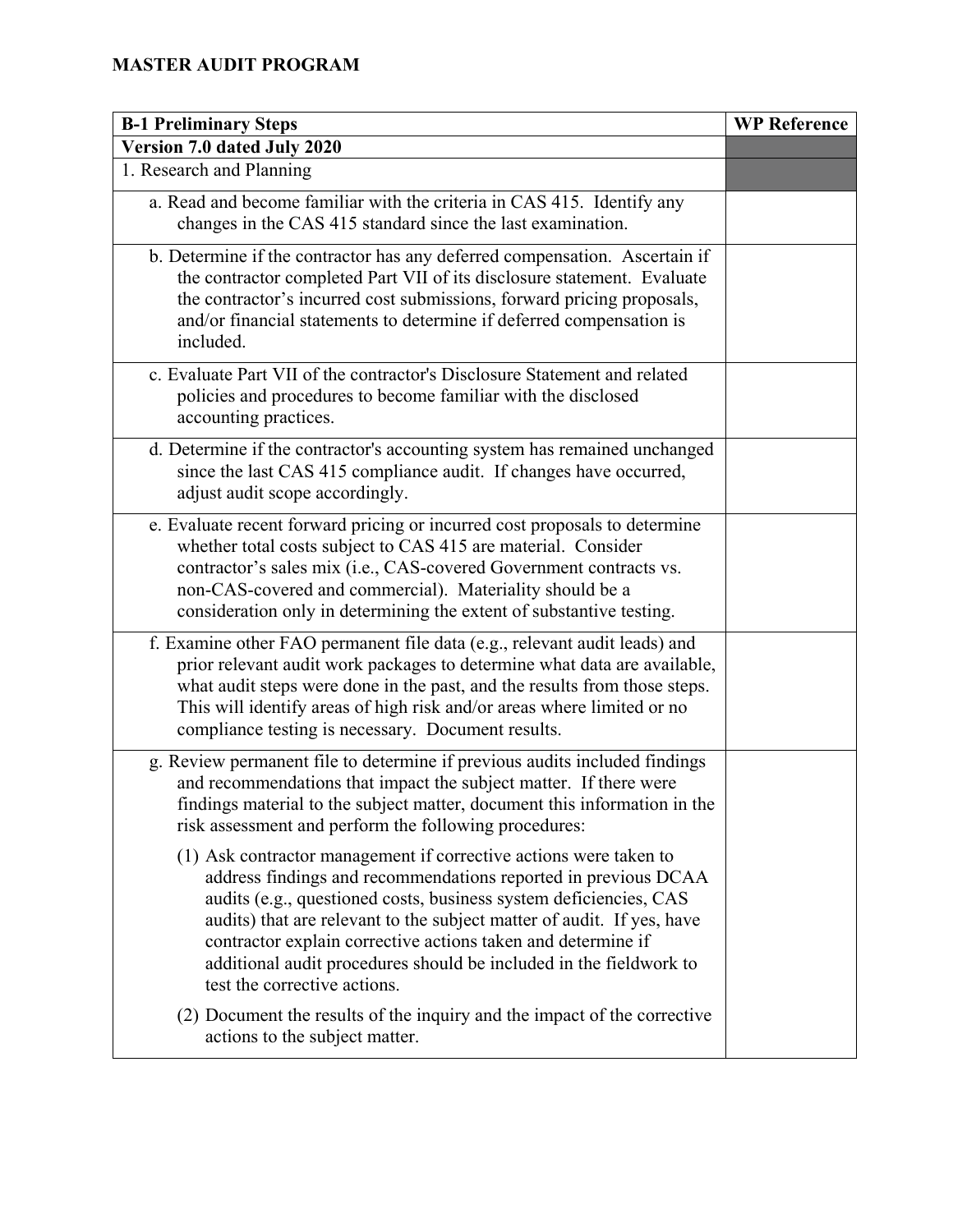**MASTER AUDIT PROGRAM**

| B-1 Preliminary Steps | WP Reference |
|---|---|
| **Version 7.0 dated July 2020** | |
| 1. Research and Planning | |
| a. Read and become familiar with the criteria in CAS 415. Identify any changes in the CAS 415 standard since the last examination. | |
| b. Determine if the contractor has any deferred compensation. Ascertain if the contractor completed Part VII of its disclosure statement. Evaluate the contractor's incurred cost submissions, forward pricing proposals, and/or financial statements to determine if deferred compensation is included. | |
| c. Evaluate Part VII of the contractor's Disclosure Statement and related policies and procedures to become familiar with the disclosed accounting practices. | |
| d. Determine if the contractor's accounting system has remained unchanged since the last CAS 415 compliance audit. If changes have occurred, adjust audit scope accordingly. | |
| e. Evaluate recent forward pricing or incurred cost proposals to determine whether total costs subject to CAS 415 are material. Consider contractor's sales mix (i.e., CAS-covered Government contracts vs. non-CAS-covered and commercial). Materiality should be a consideration only in determining the extent of substantive testing. | |
| f. Examine other FAO permanent file data (e.g., relevant audit leads) and prior relevant audit work packages to determine what data are available, what audit steps were done in the past, and the results from those steps. This will identify areas of high risk and/or areas where limited or no compliance testing is necessary. Document results. | |
| g. Review permanent file to determine if previous audits included findings and recommendations that impact the subject matter. If there were findings material to the subject matter, document this information in the risk assessment and perform the following procedures:<br><br>(1) Ask contractor management if corrective actions were taken to address findings and recommendations reported in previous DCAA audits (e.g., questioned costs, business system deficiencies, CAS audits) that are relevant to the subject matter of audit. If yes, have contractor explain corrective actions taken and determine if additional audit procedures should be included in the fieldwork to test the corrective actions.<br><br>(2) Document the results of the inquiry and the impact of the corrective actions to the subject matter. | |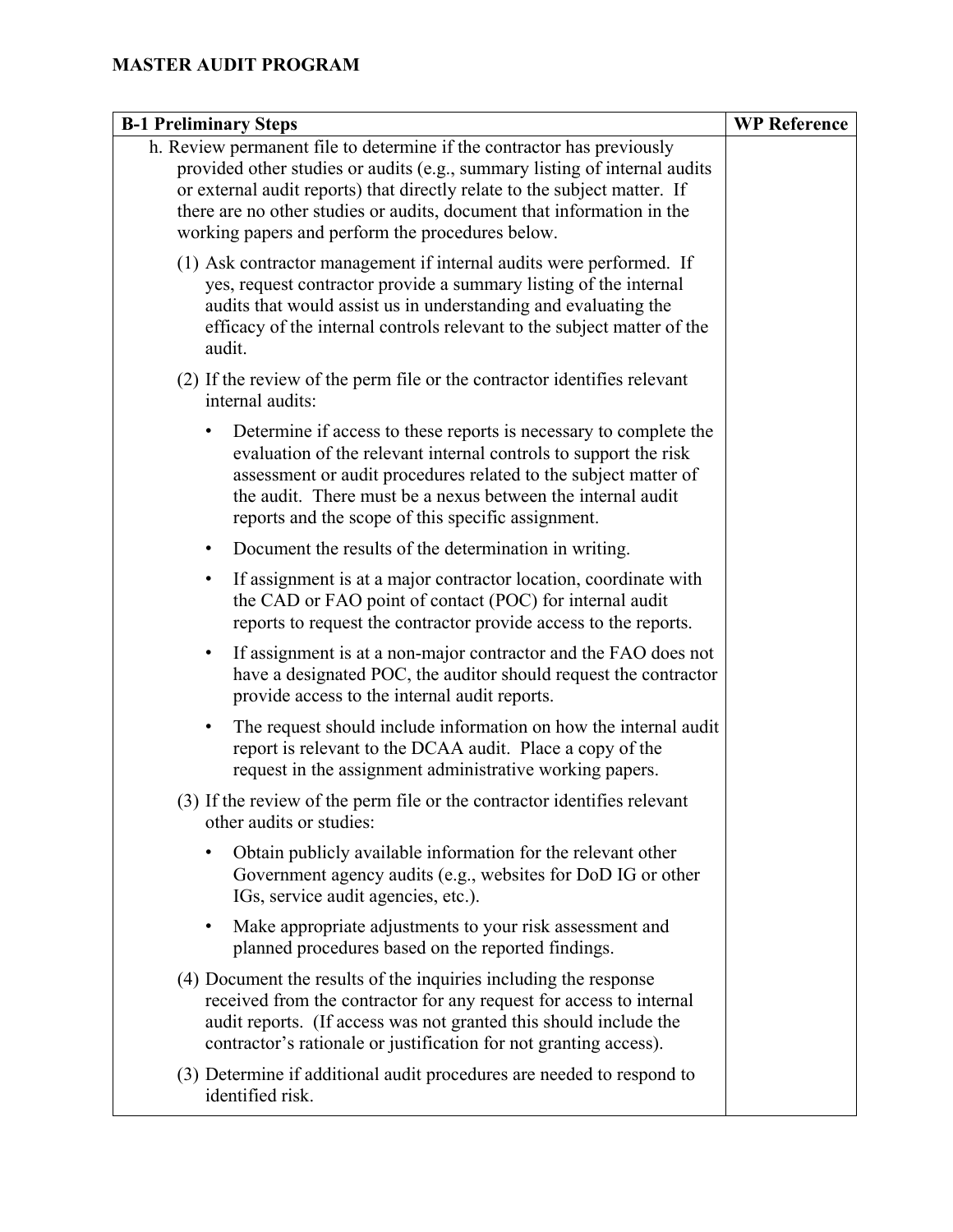# MASTER AUDIT PROGRAM

| B-1 Preliminary Steps | WP Reference |
|---|---|
| h. Review permanent file to determine if the contractor has previously provided other studies or audits (e.g., summary listing of internal audits or external audit reports) that directly relate to the subject matter. If there are no other studies or audits, document that information in the working papers and perform the procedures below.<br><br>(1) Ask contractor management if internal audits were performed. If yes, request contractor provide a summary listing of the internal audits that would assist us in understanding and evaluating the efficacy of the internal controls relevant to the subject matter of the audit.<br><br>(2) If the review of the perm file or the contractor identifies relevant internal audits:<br><br>• Determine if access to these reports is necessary to complete the evaluation of the relevant internal controls to support the risk assessment or audit procedures related to the subject matter of the audit. There must be a nexus between the internal audit reports and the scope of this specific assignment.<br><br>• Document the results of the determination in writing.<br><br>• If assignment is at a major contractor location, coordinate with the CAD or FAO point of contact (POC) for internal audit reports to request the contractor provide access to the reports.<br><br>• If assignment is at a non-major contractor and the FAO does not have a designated POC, the auditor should request the contractor provide access to the internal audit reports.<br><br>• The request should include information on how the internal audit report is relevant to the DCAA audit. Place a copy of the request in the assignment administrative working papers.<br><br>(3) If the review of the perm file or the contractor identifies relevant other audits or studies:<br><br>• Obtain publicly available information for the relevant other Government agency audits (e.g., websites for DoD IG or other IGs, service audit agencies, etc.).<br><br>• Make appropriate adjustments to your risk assessment and planned procedures based on the reported findings.<br><br>(4) Document the results of the inquiries including the response received from the contractor for any request for access to internal audit reports. (If access was not granted this should include the contractor's rationale or justification for not granting access).<br><br>(3) Determine if additional audit procedures are needed to respond to identified risk. | |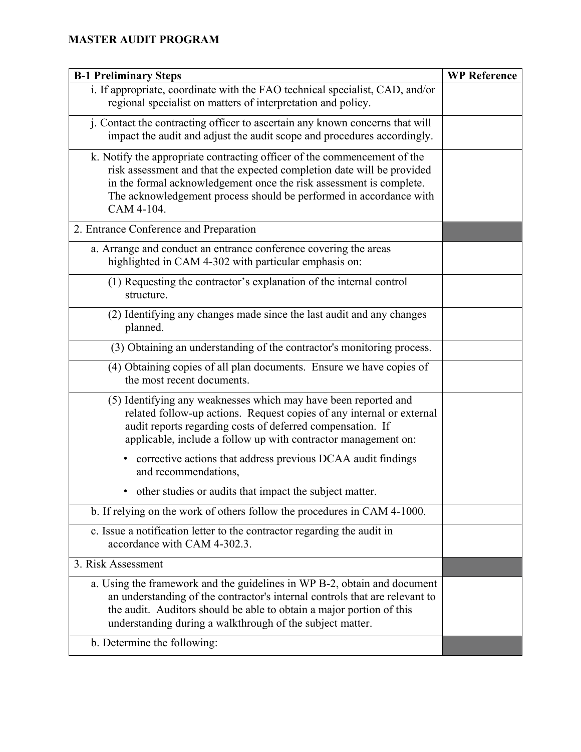**MASTER AUDIT PROGRAM**

| B-1 Preliminary Steps | WP Reference |
|---|---|
| i. If appropriate, coordinate with the FAO technical specialist, CAD, and/or regional specialist on matters of interpretation and policy. | |
| j. Contact the contracting officer to ascertain any known concerns that will impact the audit and adjust the audit scope and procedures accordingly. | |
| k. Notify the appropriate contracting officer of the commencement of the risk assessment and that the expected completion date will be provided in the formal acknowledgement once the risk assessment is complete. The acknowledgement process should be performed in accordance with CAM 4-104. | |
| 2. Entrance Conference and Preparation | |
| a. Arrange and conduct an entrance conference covering the areas highlighted in CAM 4-302 with particular emphasis on: | |
| (1) Requesting the contractor's explanation of the internal control structure. | |
| (2) Identifying any changes made since the last audit and any changes planned. | |
| (3) Obtaining an understanding of the contractor's monitoring process. | |
| (4) Obtaining copies of all plan documents. Ensure we have copies of the most recent documents. | |
| (5) Identifying any weaknesses which may have been reported and related follow-up actions. Request copies of any internal or external audit reports regarding costs of deferred compensation. If applicable, include a follow up with contractor management on: <br>• corrective actions that address previous DCAA audit findings and recommendations, <br>• other studies or audits that impact the subject matter. | |
| b. If relying on the work of others follow the procedures in CAM 4-1000. | |
| c. Issue a notification letter to the contractor regarding the audit in accordance with CAM 4-302.3. | |
| 3. Risk Assessment | |
| a. Using the framework and the guidelines in WP B-2, obtain and document an understanding of the contractor's internal controls that are relevant to the audit. Auditors should be able to obtain a major portion of this understanding during a walkthrough of the subject matter. | |
| b. Determine the following: | |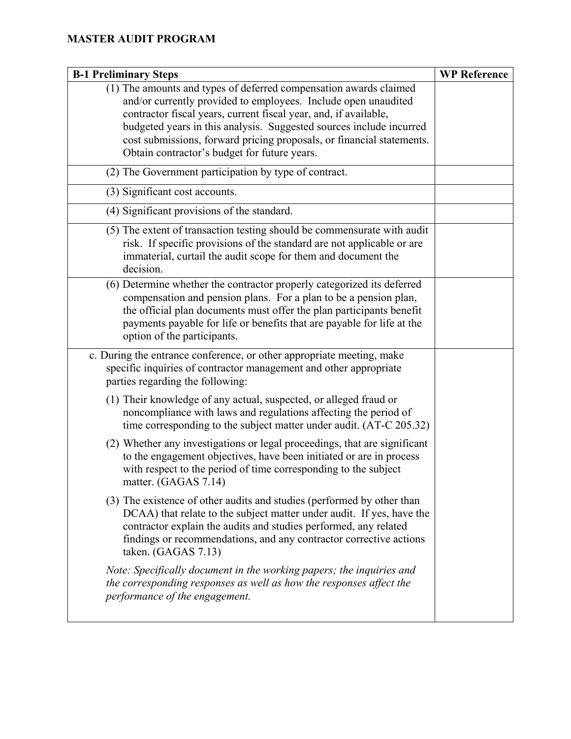**MASTER AUDIT PROGRAM**

| B-1 Preliminary Steps | WP Reference |
|---|---|
| (1) The amounts and types of deferred compensation awards claimed and/or currently provided to employees. Include open unaudited contractor fiscal years, current fiscal year, and, if available, budgeted years in this analysis. Suggested sources include incurred cost submissions, forward pricing proposals, or financial statements. Obtain contractor's budget for future years. | |
| (2) The Government participation by type of contract. | |
| (3) Significant cost accounts. | |
| (4) Significant provisions of the standard. | |
| (5) The extent of transaction testing should be commensurate with audit risk. If specific provisions of the standard are not applicable or are immaterial, curtail the audit scope for them and document the decision. | |
| (6) Determine whether the contractor properly categorized its deferred compensation and pension plans. For a plan to be a pension plan, the official plan documents must offer the plan participants benefit payments payable for life or benefits that are payable for life at the option of the participants. | |
| c. During the entrance conference, or other appropriate meeting, make specific inquiries of contractor management and other appropriate parties regarding the following:<br><br>(1) Their knowledge of any actual, suspected, or alleged fraud or noncompliance with laws and regulations affecting the period of time corresponding to the subject matter under audit. (AT-C 205.32)<br><br>(2) Whether any investigations or legal proceedings, that are significant to the engagement objectives, have been initiated or are in process with respect to the period of time corresponding to the subject matter. (GAGAS 7.14)<br><br>(3) The existence of other audits and studies (performed by other than DCAA) that relate to the subject matter under audit. If yes, have the contractor explain the audits and studies performed, any related findings or recommendations, and any contractor corrective actions taken. (GAGAS 7.13)<br><br>*Note: Specifically document in the working papers; the inquiries and the corresponding responses as well as how the responses affect the performance of the engagement.* | |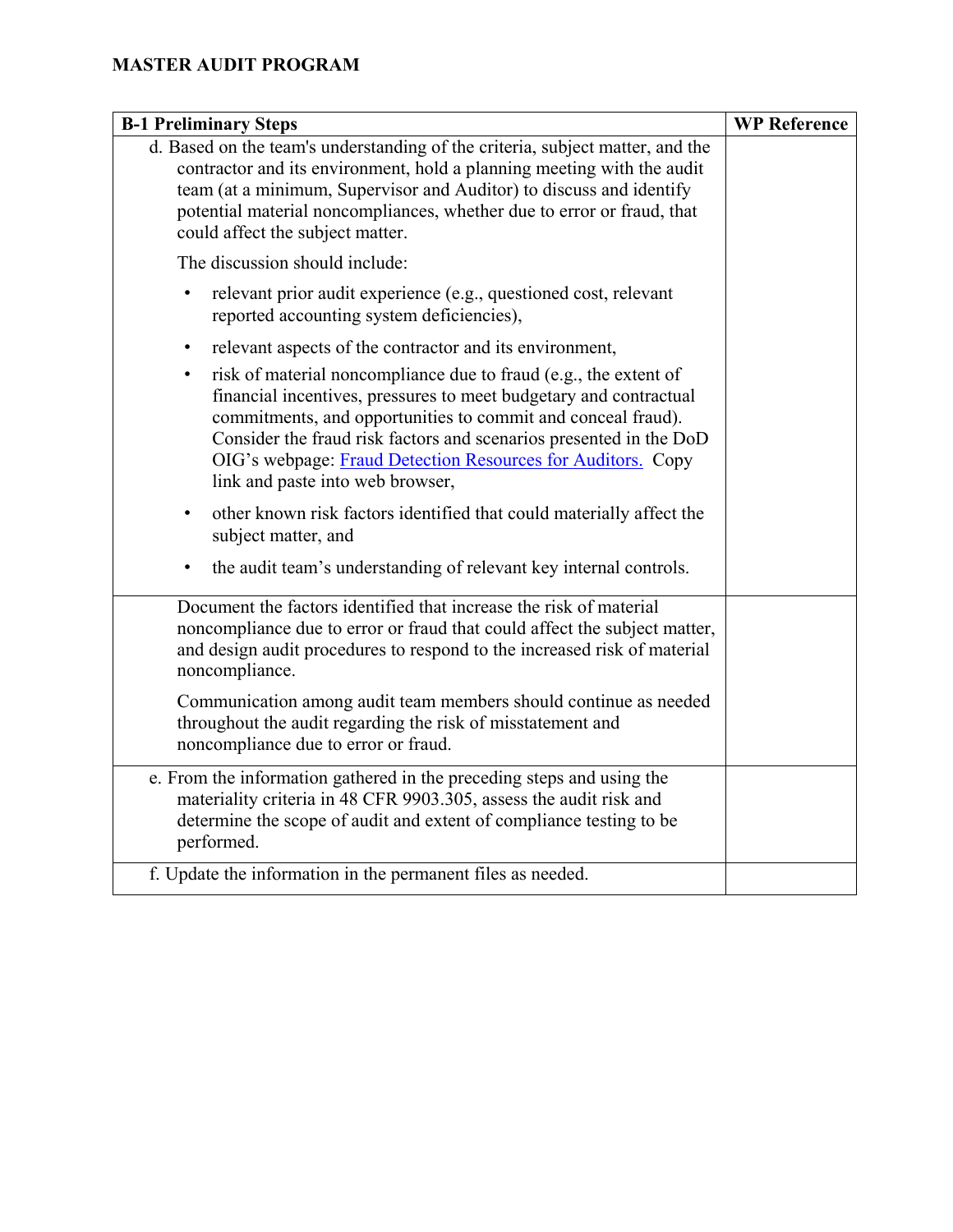**MASTER AUDIT PROGRAM**

| B-1 Preliminary Steps | WP Reference |
|---|---|
| d. Based on the team's understanding of the criteria, subject matter, and the contractor and its environment, hold a planning meeting with the audit team (at a minimum, Supervisor and Auditor) to discuss and identify potential material noncompliances, whether due to error or fraud, that could affect the subject matter.<br><br>The discussion should include:<br><br>• relevant prior audit experience (e.g., questioned cost, relevant reported accounting system deficiencies),<br>• relevant aspects of the contractor and its environment,<br>• risk of material noncompliance due to fraud (e.g., the extent of financial incentives, pressures to meet budgetary and contractual commitments, and opportunities to commit and conceal fraud). Consider the fraud risk factors and scenarios presented in the DoD OIG's webpage: Fraud Detection Resources for Auditors. Copy link and paste into web browser,<br>• other known risk factors identified that could materially affect the subject matter, and<br>• the audit team's understanding of relevant key internal controls. | |
| Document the factors identified that increase the risk of material noncompliance due to error or fraud that could affect the subject matter, and design audit procedures to respond to the increased risk of material noncompliance.<br><br>Communication among audit team members should continue as needed throughout the audit regarding the risk of misstatement and noncompliance due to error or fraud. | |
| e. From the information gathered in the preceding steps and using the materiality criteria in 48 CFR 9903.305, assess the audit risk and determine the scope of audit and extent of compliance testing to be performed. | |
| f. Update the information in the permanent files as needed. | |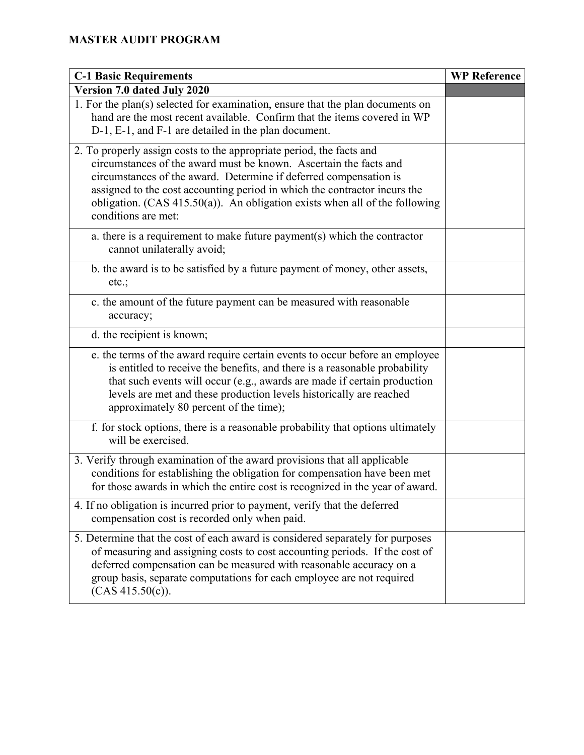**MASTER AUDIT PROGRAM**

| C-1 Basic Requirements | WP Reference |
|---|---|
| **Version 7.0 dated July 2020** | |
| 1. For the plan(s) selected for examination, ensure that the plan documents on hand are the most recent available. Confirm that the items covered in WP D-1, E-1, and F-1 are detailed in the plan document. | |
| 2. To properly assign costs to the appropriate period, the facts and circumstances of the award must be known. Ascertain the facts and circumstances of the award. Determine if deferred compensation is assigned to the cost accounting period in which the contractor incurs the obligation. (CAS 415.50(a)). An obligation exists when all of the following conditions are met: | |
| a. there is a requirement to make future payment(s) which the contractor cannot unilaterally avoid; | |
| b. the award is to be satisfied by a future payment of money, other assets, etc.; | |
| c. the amount of the future payment can be measured with reasonable accuracy; | |
| d. the recipient is known; | |
| e. the terms of the award require certain events to occur before an employee is entitled to receive the benefits, and there is a reasonable probability that such events will occur (e.g., awards are made if certain production levels are met and these production levels historically are reached approximately 80 percent of the time); | |
| f. for stock options, there is a reasonable probability that options ultimately will be exercised. | |
| 3. Verify through examination of the award provisions that all applicable conditions for establishing the obligation for compensation have been met for those awards in which the entire cost is recognized in the year of award. | |
| 4. If no obligation is incurred prior to payment, verify that the deferred compensation cost is recorded only when paid. | |
| 5. Determine that the cost of each award is considered separately for purposes of measuring and assigning costs to cost accounting periods. If the cost of deferred compensation can be measured with reasonable accuracy on a group basis, separate computations for each employee are not required (CAS 415.50(c)). | |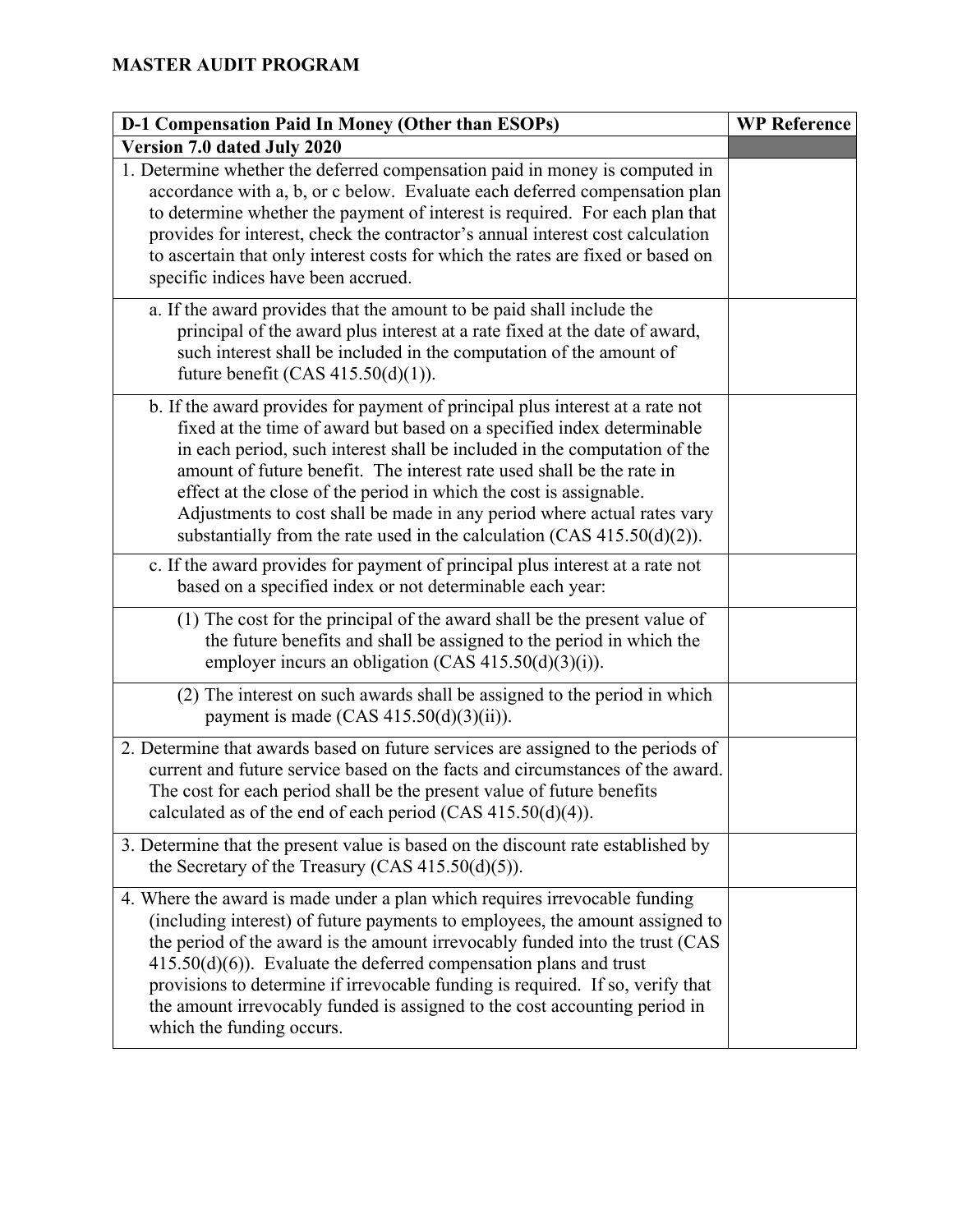**MASTER AUDIT PROGRAM**

| D-1 Compensation Paid In Money (Other than ESOPs) | WP Reference |
|---|---|
| **Version 7.0 dated July 2020** | |
| 1. Determine whether the deferred compensation paid in money is computed in accordance with a, b, or c below. Evaluate each deferred compensation plan to determine whether the payment of interest is required. For each plan that provides for interest, check the contractor's annual interest cost calculation to ascertain that only interest costs for which the rates are fixed or based on specific indices have been accrued. | |
| a. If the award provides that the amount to be paid shall include the principal of the award plus interest at a rate fixed at the date of award, such interest shall be included in the computation of the amount of future benefit (CAS 415.50(d)(1)). | |
| b. If the award provides for payment of principal plus interest at a rate not fixed at the time of award but based on a specified index determinable in each period, such interest shall be included in the computation of the amount of future benefit. The interest rate used shall be the rate in effect at the close of the period in which the cost is assignable. Adjustments to cost shall be made in any period where actual rates vary substantially from the rate used in the calculation (CAS 415.50(d)(2)). | |
| c. If the award provides for payment of principal plus interest at a rate not based on a specified index or not determinable each year: | |
| (1) The cost for the principal of the award shall be the present value of the future benefits and shall be assigned to the period in which the employer incurs an obligation (CAS 415.50(d)(3)(i)). | |
| (2) The interest on such awards shall be assigned to the period in which payment is made (CAS 415.50(d)(3)(ii)). | |
| 2. Determine that awards based on future services are assigned to the periods of current and future service based on the facts and circumstances of the award. The cost for each period shall be the present value of future benefits calculated as of the end of each period (CAS 415.50(d)(4)). | |
| 3. Determine that the present value is based on the discount rate established by the Secretary of the Treasury (CAS 415.50(d)(5)). | |
| 4. Where the award is made under a plan which requires irrevocable funding (including interest) of future payments to employees, the amount assigned to the period of the award is the amount irrevocably funded into the trust (CAS 415.50(d)(6)). Evaluate the deferred compensation plans and trust provisions to determine if irrevocable funding is required. If so, verify that the amount irrevocably funded is assigned to the cost accounting period in which the funding occurs. | |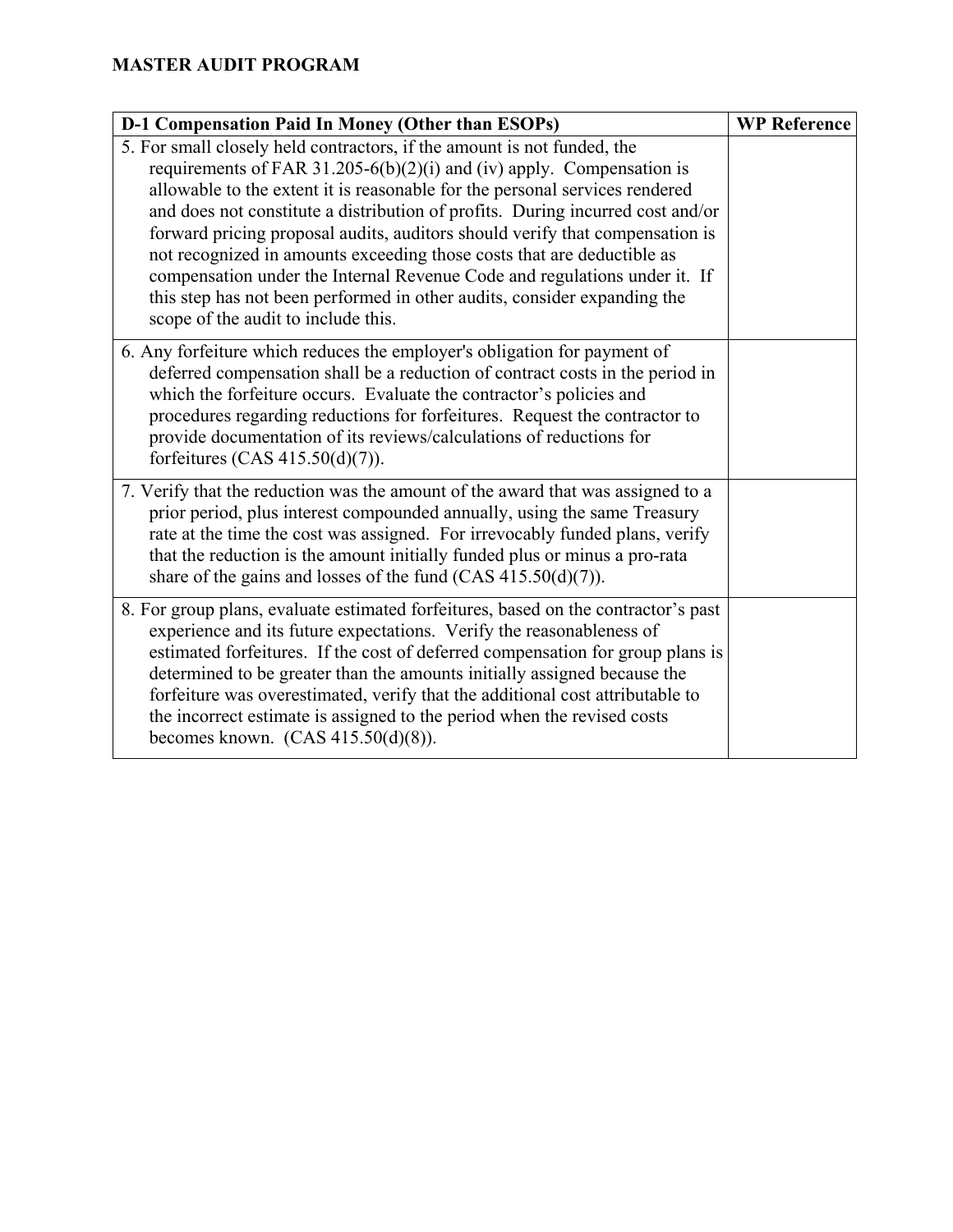## MASTER AUDIT PROGRAM

| D-1 Compensation Paid In Money (Other than ESOPs) | WP Reference |
| --- | --- |
| 5. For small closely held contractors, if the amount is not funded, the requirements of FAR 31.205-6(b)(2)(i) and (iv) apply. Compensation is allowable to the extent it is reasonable for the personal services rendered and does not constitute a distribution of profits. During incurred cost and/or forward pricing proposal audits, auditors should verify that compensation is not recognized in amounts exceeding those costs that are deductible as compensation under the Internal Revenue Code and regulations under it. If this step has not been performed in other audits, consider expanding the scope of the audit to include this. | |
| 6. Any forfeiture which reduces the employer's obligation for payment of deferred compensation shall be a reduction of contract costs in the period in which the forfeiture occurs. Evaluate the contractor's policies and procedures regarding reductions for forfeitures. Request the contractor to provide documentation of its reviews/calculations of reductions for forfeitures (CAS 415.50(d)(7)). | |
| 7. Verify that the reduction was the amount of the award that was assigned to a prior period, plus interest compounded annually, using the same Treasury rate at the time the cost was assigned. For irrevocably funded plans, verify that the reduction is the amount initially funded plus or minus a pro-rata share of the gains and losses of the fund (CAS 415.50(d)(7)). | |
| 8. For group plans, evaluate estimated forfeitures, based on the contractor's past experience and its future expectations. Verify the reasonableness of estimated forfeitures. If the cost of deferred compensation for group plans is determined to be greater than the amounts initially assigned because the forfeiture was overestimated, verify that the additional cost attributable to the incorrect estimate is assigned to the period when the revised costs becomes known. (CAS 415.50(d)(8)). | |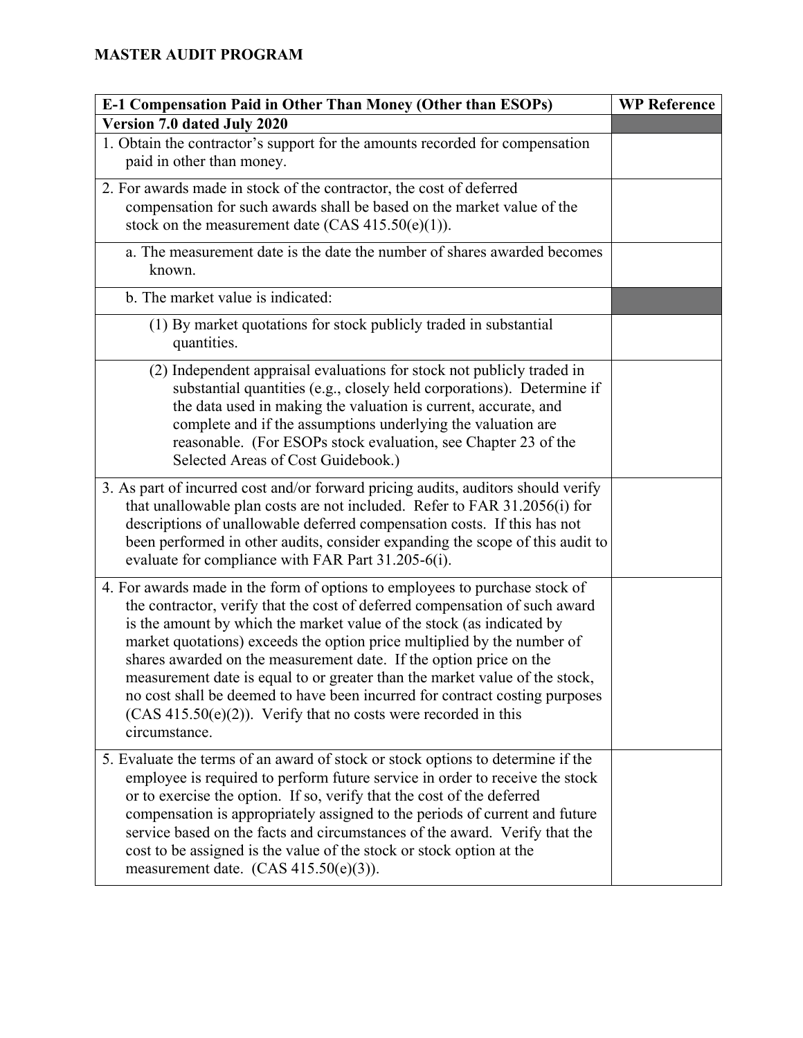**MASTER AUDIT PROGRAM**

| E-1 Compensation Paid in Other Than Money (Other than ESOPs) | WP Reference |
|---|---|
| **Version 7.0 dated July 2020** | |
| 1. Obtain the contractor's support for the amounts recorded for compensation paid in other than money. | |
| 2. For awards made in stock of the contractor, the cost of deferred compensation for such awards shall be based on the market value of the stock on the measurement date (CAS 415.50(e)(1)). | |
| a. The measurement date is the date the number of shares awarded becomes known. | |
| b. The market value is indicated: | |
| (1) By market quotations for stock publicly traded in substantial quantities. | |
| (2) Independent appraisal evaluations for stock not publicly traded in substantial quantities (e.g., closely held corporations). Determine if the data used in making the valuation is current, accurate, and complete and if the assumptions underlying the valuation are reasonable. (For ESOPs stock evaluation, see Chapter 23 of the Selected Areas of Cost Guidebook.) | |
| 3. As part of incurred cost and/or forward pricing audits, auditors should verify that unallowable plan costs are not included. Refer to FAR 31.2056(i) for descriptions of unallowable deferred compensation costs. If this has not been performed in other audits, consider expanding the scope of this audit to evaluate for compliance with FAR Part 31.205-6(i). | |
| 4. For awards made in the form of options to employees to purchase stock of the contractor, verify that the cost of deferred compensation of such award is the amount by which the market value of the stock (as indicated by market quotations) exceeds the option price multiplied by the number of shares awarded on the measurement date. If the option price on the measurement date is equal to or greater than the market value of the stock, no cost shall be deemed to have been incurred for contract costing purposes (CAS 415.50(e)(2)). Verify that no costs were recorded in this circumstance. | |
| 5. Evaluate the terms of an award of stock or stock options to determine if the employee is required to perform future service in order to receive the stock or to exercise the option. If so, verify that the cost of the deferred compensation is appropriately assigned to the periods of current and future service based on the facts and circumstances of the award. Verify that the cost to be assigned is the value of the stock or stock option at the measurement date. (CAS 415.50(e)(3)). | |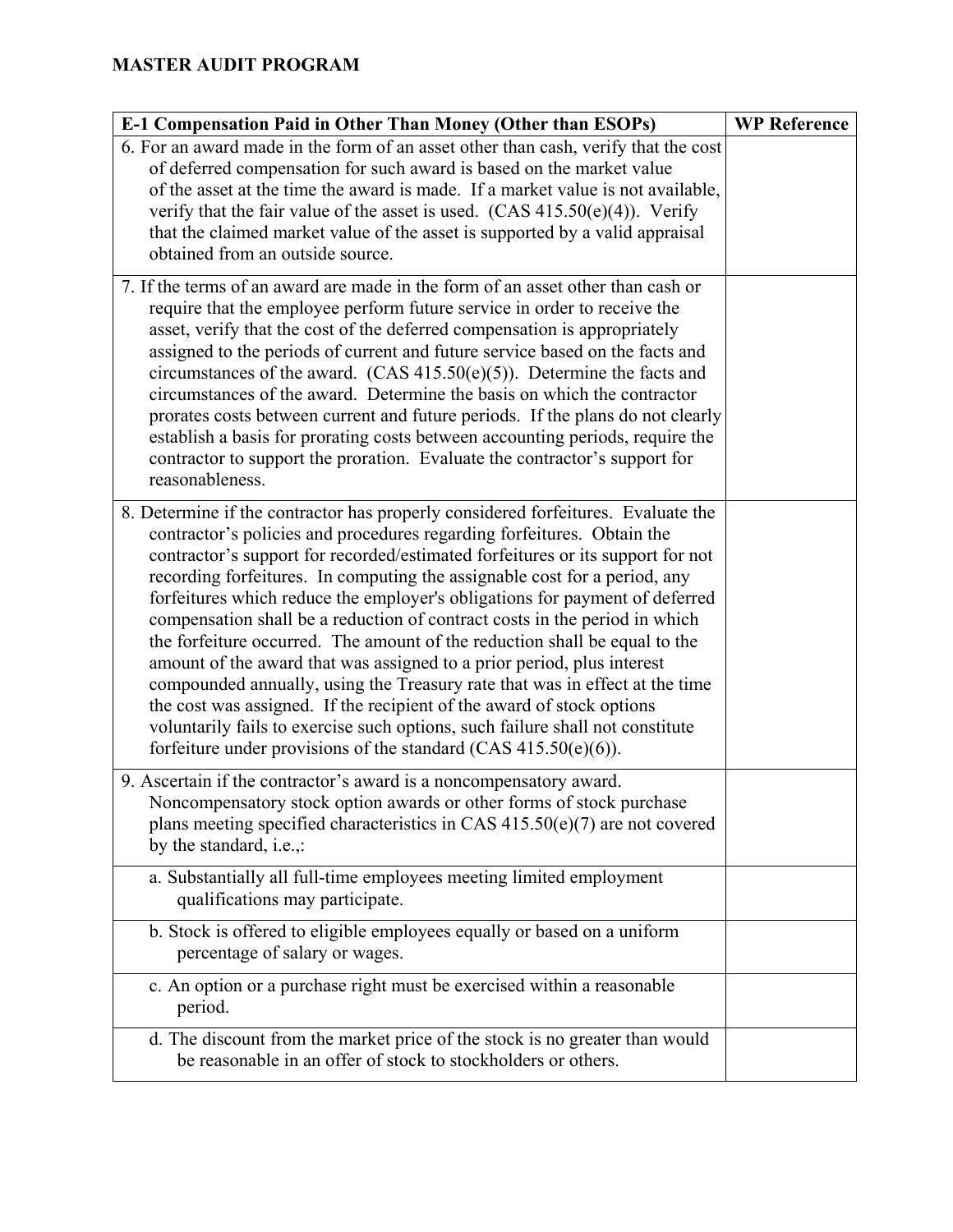**MASTER AUDIT PROGRAM**

| E-1 Compensation Paid in Other Than Money (Other than ESOPs) | WP Reference |
|---|---|
| 6. For an award made in the form of an asset other than cash, verify that the cost of deferred compensation for such award is based on the market value of the asset at the time the award is made. If a market value is not available, verify that the fair value of the asset is used. (CAS 415.50(e)(4)). Verify that the claimed market value of the asset is supported by a valid appraisal obtained from an outside source. | |
| 7. If the terms of an award are made in the form of an asset other than cash or require that the employee perform future service in order to receive the asset, verify that the cost of the deferred compensation is appropriately assigned to the periods of current and future service based on the facts and circumstances of the award. (CAS 415.50(e)(5)). Determine the facts and circumstances of the award. Determine the basis on which the contractor prorates costs between current and future periods. If the plans do not clearly establish a basis for prorating costs between accounting periods, require the contractor to support the proration. Evaluate the contractor's support for reasonableness. | |
| 8. Determine if the contractor has properly considered forfeitures. Evaluate the contractor's policies and procedures regarding forfeitures. Obtain the contractor's support for recorded/estimated forfeitures or its support for not recording forfeitures. In computing the assignable cost for a period, any forfeitures which reduce the employer's obligations for payment of deferred compensation shall be a reduction of contract costs in the period in which the forfeiture occurred. The amount of the reduction shall be equal to the amount of the award that was assigned to a prior period, plus interest compounded annually, using the Treasury rate that was in effect at the time the cost was assigned. If the recipient of the award of stock options voluntarily fails to exercise such options, such failure shall not constitute forfeiture under provisions of the standard (CAS 415.50(e)(6)). | |
| 9. Ascertain if the contractor's award is a noncompensatory award. Noncompensatory stock option awards or other forms of stock purchase plans meeting specified characteristics in CAS 415.50(e)(7) are not covered by the standard, i.e.,: | |
| a. Substantially all full-time employees meeting limited employment qualifications may participate. | |
| b. Stock is offered to eligible employees equally or based on a uniform percentage of salary or wages. | |
| c. An option or a purchase right must be exercised within a reasonable period. | |
| d. The discount from the market price of the stock is no greater than would be reasonable in an offer of stock to stockholders or others. | |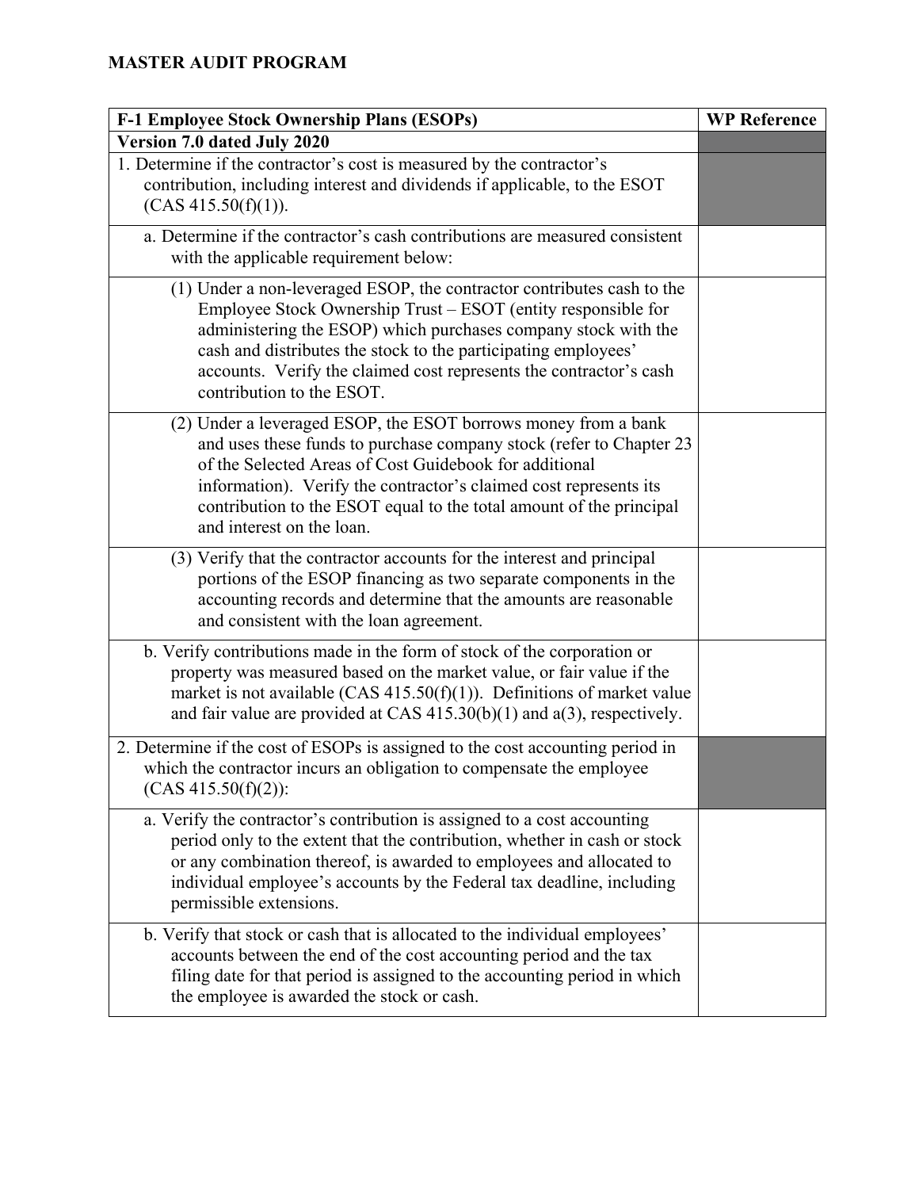**MASTER AUDIT PROGRAM**

| F-1 Employee Stock Ownership Plans (ESOPs) | WP Reference |
| --- | --- |
| **Version 7.0 dated July 2020** | |
| 1. Determine if the contractor's cost is measured by the contractor's contribution, including interest and dividends if applicable, to the ESOT (CAS 415.50(f)(1)). | |
| a. Determine if the contractor's cash contributions are measured consistent with the applicable requirement below: | |
| (1) Under a non-leveraged ESOP, the contractor contributes cash to the Employee Stock Ownership Trust – ESOT (entity responsible for administering the ESOP) which purchases company stock with the cash and distributes the stock to the participating employees' accounts. Verify the claimed cost represents the contractor's cash contribution to the ESOT. | |
| (2) Under a leveraged ESOP, the ESOT borrows money from a bank and uses these funds to purchase company stock (refer to Chapter 23 of the Selected Areas of Cost Guidebook for additional information). Verify the contractor's claimed cost represents its contribution to the ESOT equal to the total amount of the principal and interest on the loan. | |
| (3) Verify that the contractor accounts for the interest and principal portions of the ESOP financing as two separate components in the accounting records and determine that the amounts are reasonable and consistent with the loan agreement. | |
| b. Verify contributions made in the form of stock of the corporation or property was measured based on the market value, or fair value if the market is not available (CAS 415.50(f)(1)). Definitions of market value and fair value are provided at CAS 415.30(b)(1) and a(3), respectively. | |
| 2. Determine if the cost of ESOPs is assigned to the cost accounting period in which the contractor incurs an obligation to compensate the employee (CAS 415.50(f)(2)): | |
| a. Verify the contractor's contribution is assigned to a cost accounting period only to the extent that the contribution, whether in cash or stock or any combination thereof, is awarded to employees and allocated to individual employee's accounts by the Federal tax deadline, including permissible extensions. | |
| b. Verify that stock or cash that is allocated to the individual employees' accounts between the end of the cost accounting period and the tax filing date for that period is assigned to the accounting period in which the employee is awarded the stock or cash. | |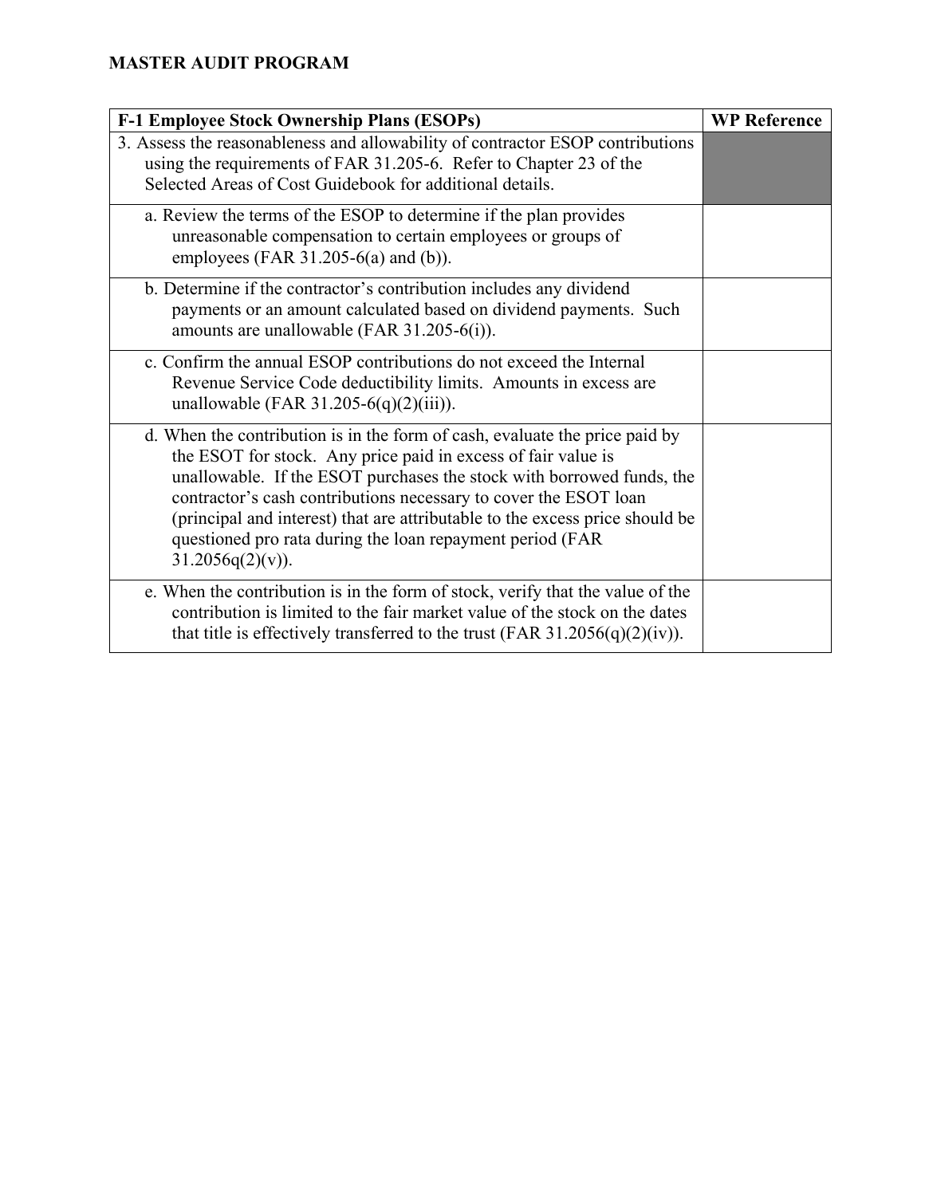**MASTER AUDIT PROGRAM**

| F-1 Employee Stock Ownership Plans (ESOPs) | WP Reference |
|---|---|
| 3. Assess the reasonableness and allowability of contractor ESOP contributions using the requirements of FAR 31.205-6. Refer to Chapter 23 of the Selected Areas of Cost Guidebook for additional details. | |
| a. Review the terms of the ESOP to determine if the plan provides unreasonable compensation to certain employees or groups of employees (FAR 31.205-6(a) and (b)). | |
| b. Determine if the contractor's contribution includes any dividend payments or an amount calculated based on dividend payments. Such amounts are unallowable (FAR 31.205-6(i)). | |
| c. Confirm the annual ESOP contributions do not exceed the Internal Revenue Service Code deductibility limits. Amounts in excess are unallowable (FAR 31.205-6(q)(2)(iii)). | |
| d. When the contribution is in the form of cash, evaluate the price paid by the ESOT for stock. Any price paid in excess of fair value is unallowable. If the ESOT purchases the stock with borrowed funds, the contractor's cash contributions necessary to cover the ESOT loan (principal and interest) that are attributable to the excess price should be questioned pro rata during the loan repayment period (FAR 31.2056q(2)(v)). | |
| e. When the contribution is in the form of stock, verify that the value of the contribution is limited to the fair market value of the stock on the dates that title is effectively transferred to the trust (FAR 31.2056(q)(2)(iv)). | |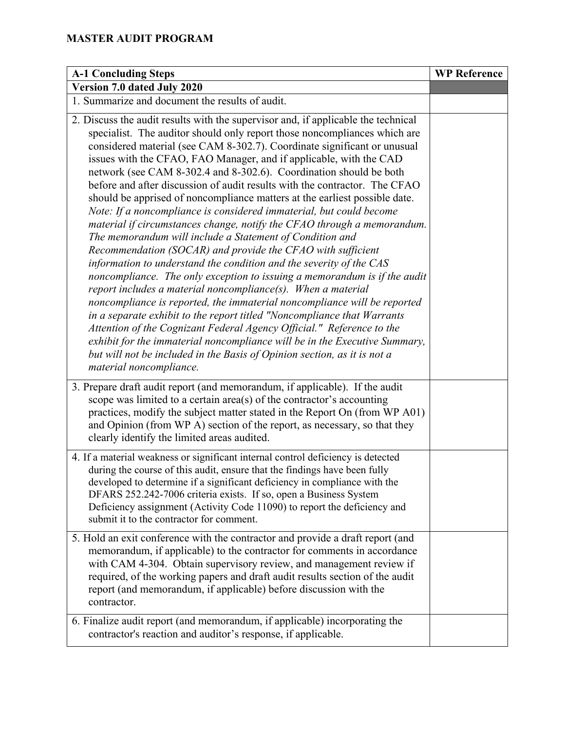**MASTER AUDIT PROGRAM**

| A-1 Concluding Steps | WP Reference |
|---|---|
| **Version 7.0 dated July 2020** | |
| 1. Summarize and document the results of audit. | |
| 2. Discuss the audit results with the supervisor and, if applicable the technical specialist. The auditor should only report those noncompliances which are considered material (see CAM 8-302.7). Coordinate significant or unusual issues with the CFAO, FAO Manager, and if applicable, with the CAD network (see CAM 8-302.4 and 8-302.6). Coordination should be both before and after discussion of audit results with the contractor. The CFAO should be apprised of noncompliance matters at the earliest possible date. *Note: If a noncompliance is considered immaterial, but could become material if circumstances change, notify the CFAO through a memorandum. The memorandum will include a Statement of Condition and Recommendation (SOCAR) and provide the CFAO with sufficient information to understand the condition and the severity of the CAS noncompliance. The only exception to issuing a memorandum is if the audit report includes a material noncompliance(s). When a material noncompliance is reported, the immaterial noncompliance will be reported in a separate exhibit to the report titled "Noncompliance that Warrants Attention of the Cognizant Federal Agency Official." Reference to the exhibit for the immaterial noncompliance will be in the Executive Summary, but will not be included in the Basis of Opinion section, as it is not a material noncompliance.* | |
| 3. Prepare draft audit report (and memorandum, if applicable). If the audit scope was limited to a certain area(s) of the contractor's accounting practices, modify the subject matter stated in the Report On (from WP A01) and Opinion (from WP A) section of the report, as necessary, so that they clearly identify the limited areas audited. | |
| 4. If a material weakness or significant internal control deficiency is detected during the course of this audit, ensure that the findings have been fully developed to determine if a significant deficiency in compliance with the DFARS 252.242-7006 criteria exists. If so, open a Business System Deficiency assignment (Activity Code 11090) to report the deficiency and submit it to the contractor for comment. | |
| 5. Hold an exit conference with the contractor and provide a draft report (and memorandum, if applicable) to the contractor for comments in accordance with CAM 4-304. Obtain supervisory review, and management review if required, of the working papers and draft audit results section of the audit report (and memorandum, if applicable) before discussion with the contractor. | |
| 6. Finalize audit report (and memorandum, if applicable) incorporating the contractor's reaction and auditor's response, if applicable. | |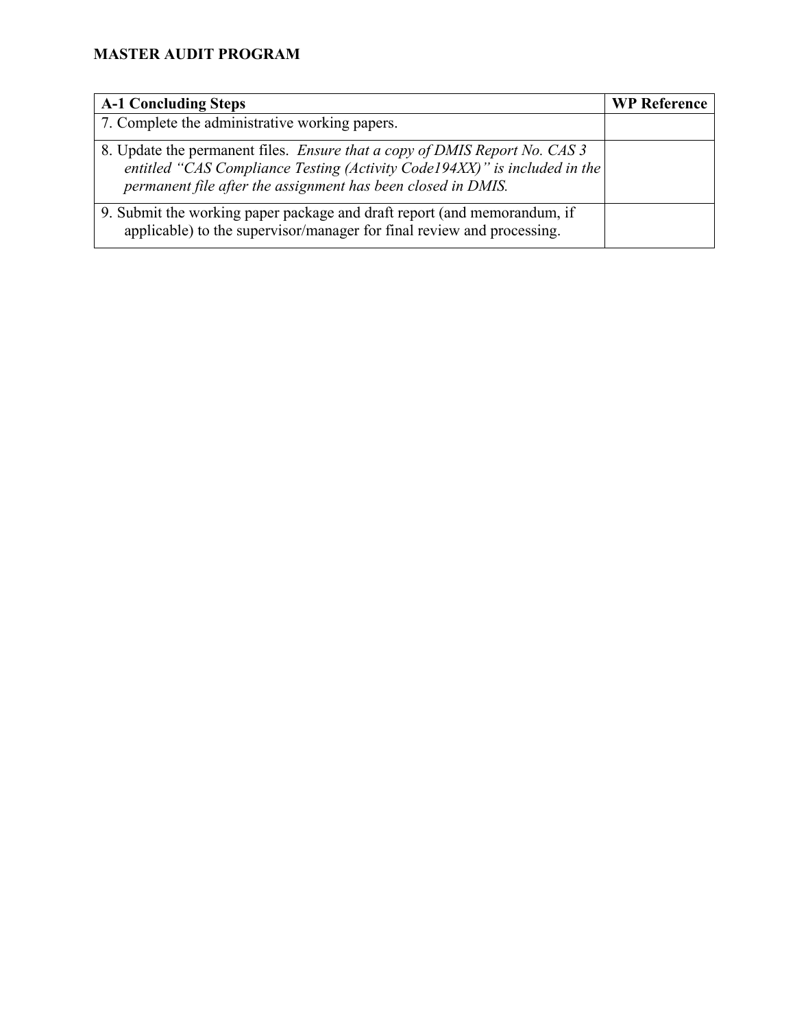**MASTER AUDIT PROGRAM**

| A-1 Concluding Steps | WP Reference |
|---|---|
| 7. Complete the administrative working papers. | |
| 8. Update the permanent files. *Ensure that a copy of DMIS Report No. CAS 3 entitled "CAS Compliance Testing (Activity Code194XX)" is included in the permanent file after the assignment has been closed in DMIS.* | |
| 9. Submit the working paper package and draft report (and memorandum, if applicable) to the supervisor/manager for final review and processing. | |